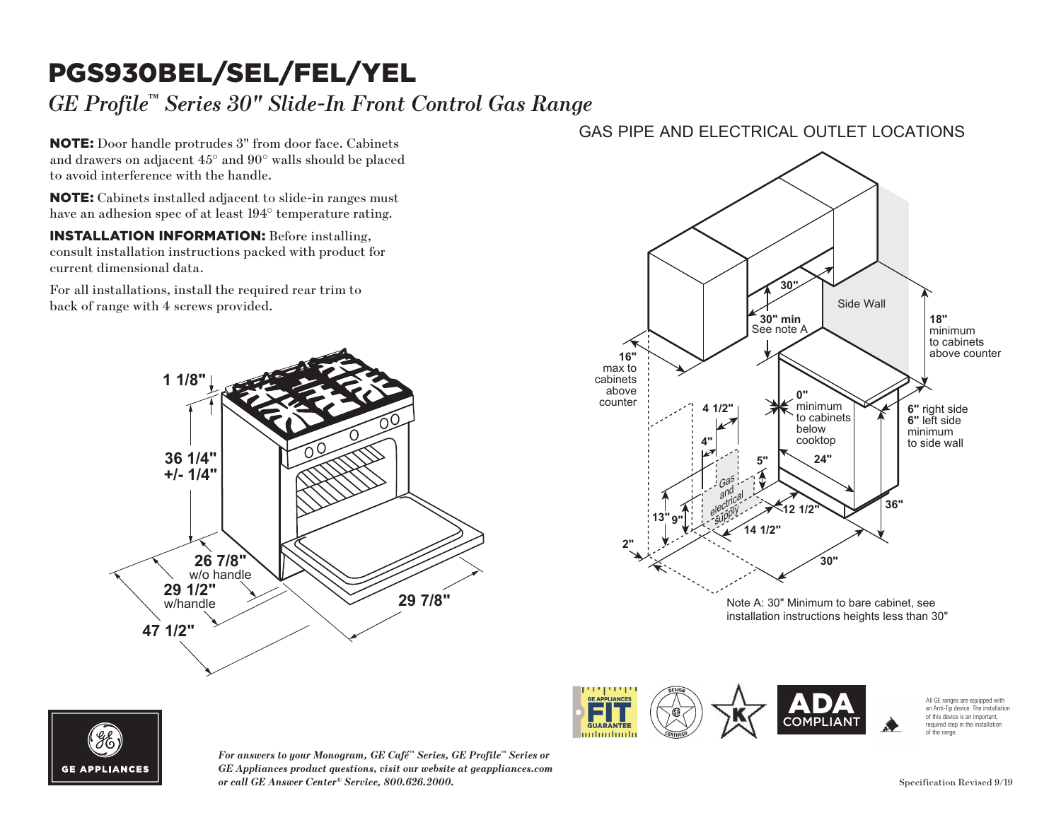# PGS930BEL/SEL/FEL/YEL

*GE Profile™ Series 30" Slide-In Front Control Gas Range*

**NOTE:** Door handle protrudes 3" from door face. Cabinets and drawers on adjacent 45° and 90° walls should be placed to avoid interference with the handle.

**NOTE:** Cabinets installed adjacent to slide-in ranges must have an adhesion spec of at least 194° temperature rating.

**INSTALLATION INFORMATION:** Before installing, consult installation instructions packed with product for current dimensional data.

For all installations, install the required rear trim to back of range with 4 screws provided.

1 1/8"

36 1/4" +/- 1/4"

26 7/8" w/o handle

29 1/2" w/handle

47 1/2"

29 7/8"

## GAS PIPE AND ELECTRICAL OUTLET LOCATIONS

30"

30" min See note A

Side Wall

18" minimum to cabinets above counter

16" max to cabinets above counter

0" minimum to cabinets below cooktop

6" right side
6" left side
minimum to side wall

4 1/2"

4"

5"

24"

Gas and electrical supply

13"

9"

12 1/2"

14 1/2"

36"

2"

30"

Note A: 30" Minimum to bare cabinet, see installation instructions heights less than 30"

GE APPLIANCES FIT GUARANTEE

ADA COMPLIANT

All GE ranges are equipped with an Anti-Tip device. The installation of this device is an important, required step in the installation of the range.

GE APPLIANCES

*For answers to your Monogram, GE Café™ Series, GE Profile™ Series or GE Appliances product questions, visit our website at geappliances.com or call GE Answer Center® Service, 800.626.2000.*

Specification Revised 9/19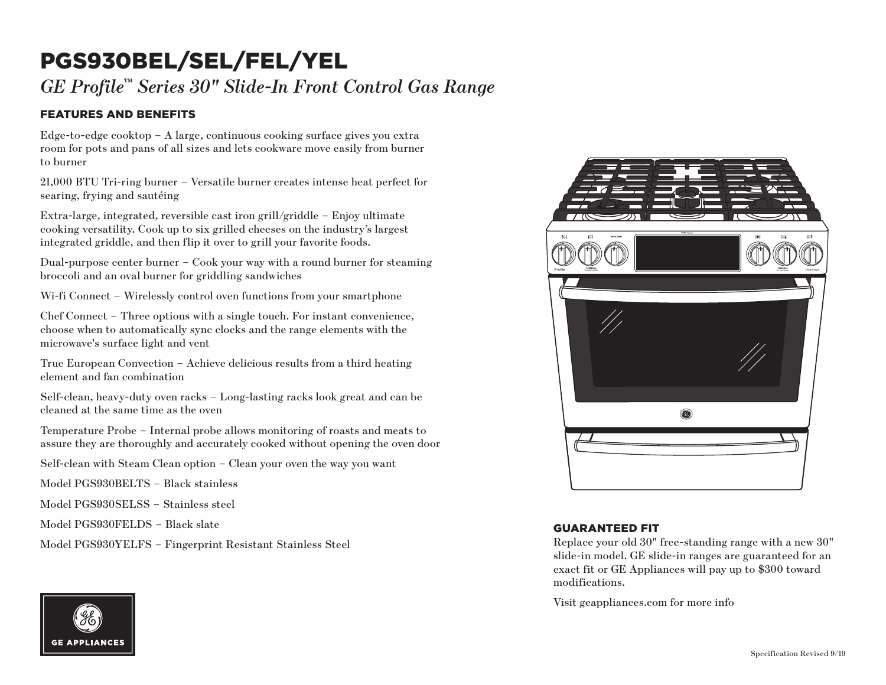# PGS930BEL/SEL/FEL/YEL

*GE Profile™ Series 30" Slide-In Front Control Gas Range*

## FEATURES AND BENEFITS

Edge-to-edge cooktop – A large, continuous cooking surface gives you extra room for pots and pans of all sizes and lets cookware move easily from burner to burner

21,000 BTU Tri-ring burner – Versatile burner creates intense heat perfect for searing, frying and sautéing

Extra-large, integrated, reversible cast iron grill/griddle – Enjoy ultimate cooking versatility. Cook up to six grilled cheeses on the industry's largest integrated griddle, and then flip it over to grill your favorite foods.

Dual-purpose center burner – Cook your way with a round burner for steaming broccoli and an oval burner for griddling sandwiches

Wi-fi Connect – Wirelessly control oven functions from your smartphone

Chef Connect – Three options with a single touch. For instant convenience, choose when to automatically sync clocks and the range elements with the microwave's surface light and vent

True European Convection – Achieve delicious results from a third heating element and fan combination

Self-clean, heavy-duty oven racks – Long-lasting racks look great and can be cleaned at the same time as the oven

Temperature Probe – Internal probe allows monitoring of roasts and meats to assure they are thoroughly and accurately cooked without opening the oven door

Self-clean with Steam Clean option – Clean your oven the way you want

Model PGS930BELTS – Black stainless

Model PGS930SELSS – Stainless steel

Model PGS930FELDS – Black slate

Model PGS930YELFS – Fingerprint Resistant Stainless Steel

## GUARANTEED FIT

Replace your old 30" free-standing range with a new 30" slide-in model. GE slide-in ranges are guaranteed for an exact fit or GE Appliances will pay up to $300 toward modifications.

Visit geappliances.com for more info

GE APPLIANCES

Specification Revised 9/19